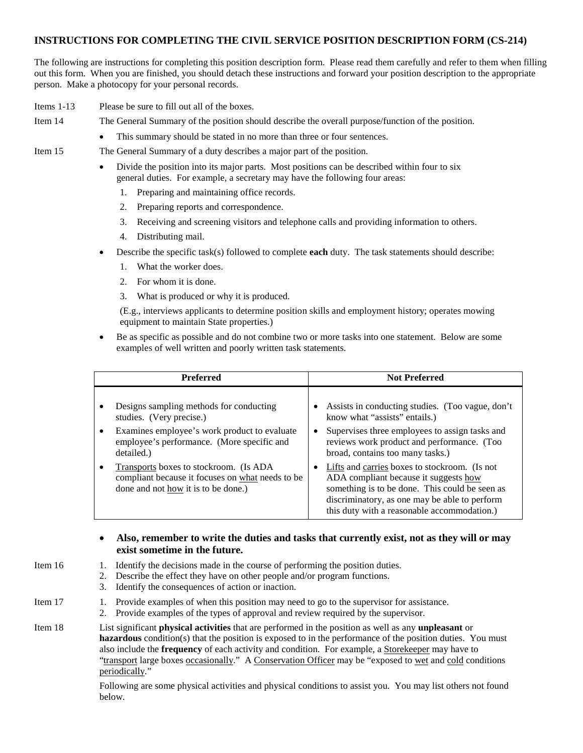# INSTRUCTIONS FOR COMPLETING THE CIVIL SERVICE POSITION DESCRIPTION FORM (CS-214)

The following are instructions for completing this position description form. Please read them carefully and refer to them when filling out this form. When you are finished, you should detach these instructions and forward your position description to the appropriate person. Make a photocopy for your personal records.

**Items 1-13** Please be sure to fill out all of the boxes.

**Item 14** The General Summary of the position should describe the overall purpose/function of the position.

- This summary should be stated in no more than three or four sentences.

**Item 15** The General Summary of a duty describes a major part of the position.

- Divide the position into its major parts. Most positions can be described within four to six general duties. For example, a secretary may have the following four areas:
  1. Preparing and maintaining office records.
  2. Preparing reports and correspondence.
  3. Receiving and screening visitors and telephone calls and providing information to others.
  4. Distributing mail.
- Describe the specific task(s) followed to complete **each** duty. The task statements should describe:
  1. What the worker does.
  2. For whom it is done.
  3. What is produced or why it is produced.

  (E.g., interviews applicants to determine position skills and employment history; operates mowing equipment to maintain State properties.)
- Be as specific as possible and do not combine two or more tasks into one statement. Below are some examples of well written and poorly written task statements.

| Preferred | Not Preferred |
|---|---|
| • Designs sampling methods for conducting studies. (Very precise.) | • Assists in conducting studies. (Too vague, don't know what "assists" entails.) |
| • Examines employee's work product to evaluate employee's performance. (More specific and detailed.) | • Supervises three employees to assign tasks and reviews work product and performance. (Too broad, contains too many tasks.) |
| • <u>Transports</u> boxes to stockroom. (Is ADA compliant because it focuses on <u>what</u> needs to be done and not <u>how</u> it is to be done.) | • <u>Lifts</u> and <u>carries</u> boxes to stockroom. (Is not ADA compliant because it suggests <u>how</u> something is to be done. This could be seen as discriminatory, as one may be able to perform this duty with a reasonable accommodation.) |

- **Also, remember to write the duties and tasks that currently exist, not as they will or may exist sometime in the future.**

**Item 16**
1. Identify the decisions made in the course of performing the position duties.
2. Describe the effect they have on other people and/or program functions.
3. Identify the consequences of action or inaction.

**Item 17**
1. Provide examples of when this position may need to go to the supervisor for assistance.
2. Provide examples of the types of approval and review required by the supervisor.

**Item 18** List significant **physical activities** that are performed in the position as well as any **unpleasant** or **hazardous** condition(s) that the position is exposed to in the performance of the position duties. You must also include the **frequency** of each activity and condition. For example, a <u>Storekeeper</u> may have to "<u>transport</u> large boxes <u>occasionally</u>." A <u>Conservation Officer</u> may be "exposed to <u>wet</u> and <u>cold</u> conditions <u>periodically</u>."

Following are some physical activities and physical conditions to assist you. You may list others not found below.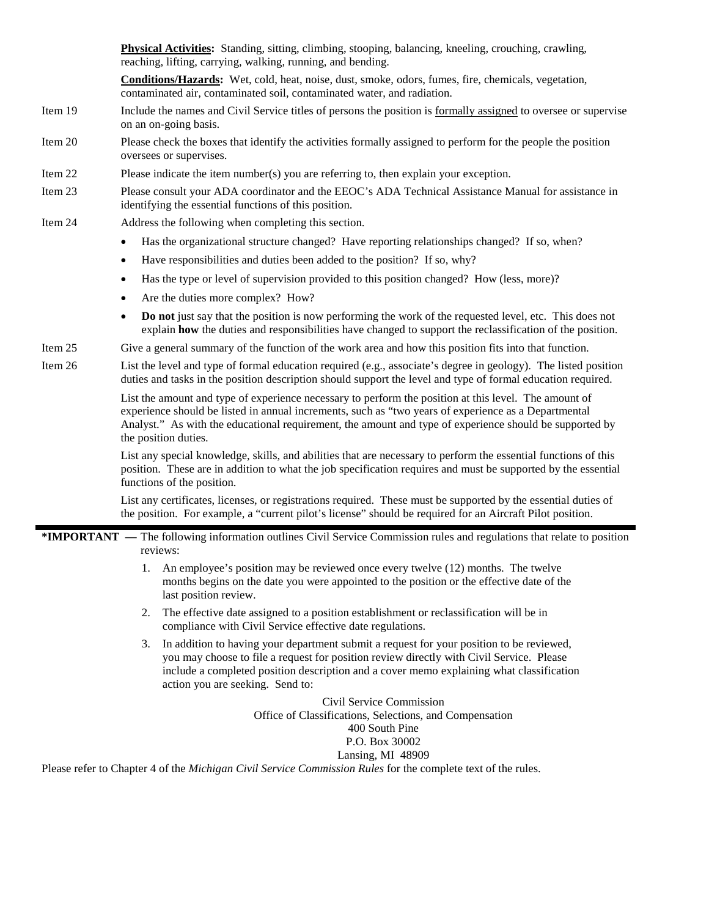**Physical Activities:** Standing, sitting, climbing, stooping, balancing, kneeling, crouching, crawling, reaching, lifting, carrying, walking, running, and bending.

**Conditions/Hazards:** Wet, cold, heat, noise, dust, smoke, odors, fumes, fire, chemicals, vegetation, contaminated air, contaminated soil, contaminated water, and radiation.

Item 19 — Include the names and Civil Service titles of persons the position is formally assigned to oversee or supervise on an on-going basis.

Item 20 — Please check the boxes that identify the activities formally assigned to perform for the people the position oversees or supervises.

Item 22 — Please indicate the item number(s) you are referring to, then explain your exception.

Item 23 — Please consult your ADA coordinator and the EEOC's ADA Technical Assistance Manual for assistance in identifying the essential functions of this position.

Item 24 — Address the following when completing this section.

- Has the organizational structure changed? Have reporting relationships changed? If so, when?
- Have responsibilities and duties been added to the position? If so, why?
- Has the type or level of supervision provided to this position changed? How (less, more)?
- Are the duties more complex? How?
- **Do not** just say that the position is now performing the work of the requested level, etc. This does not explain **how** the duties and responsibilities have changed to support the reclassification of the position.

Item 25 — Give a general summary of the function of the work area and how this position fits into that function.

Item 26 — List the level and type of formal education required (e.g., associate's degree in geology). The listed position duties and tasks in the position description should support the level and type of formal education required.

List the amount and type of experience necessary to perform the position at this level. The amount of experience should be listed in annual increments, such as "two years of experience as a Departmental Analyst." As with the educational requirement, the amount and type of experience should be supported by the position duties.

List any special knowledge, skills, and abilities that are necessary to perform the essential functions of this position. These are in addition to what the job specification requires and must be supported by the essential functions of the position.

List any certificates, licenses, or registrations required. These must be supported by the essential duties of the position. For example, a "current pilot's license" should be required for an Aircraft Pilot position.

---

**\*IMPORTANT —** The following information outlines Civil Service Commission rules and regulations that relate to position reviews:

1. An employee's position may be reviewed once every twelve (12) months. The twelve months begins on the date you were appointed to the position or the effective date of the last position review.
2. The effective date assigned to a position establishment or reclassification will be in compliance with Civil Service effective date regulations.
3. In addition to having your department submit a request for your position to be reviewed, you may choose to file a request for position review directly with Civil Service. Please include a completed position description and a cover memo explaining what classification action you are seeking. Send to:

Civil Service Commission
Office of Classifications, Selections, and Compensation
400 South Pine
P.O. Box 30002
Lansing, MI 48909

Please refer to Chapter 4 of the *Michigan Civil Service Commission Rules* for the complete text of the rules.